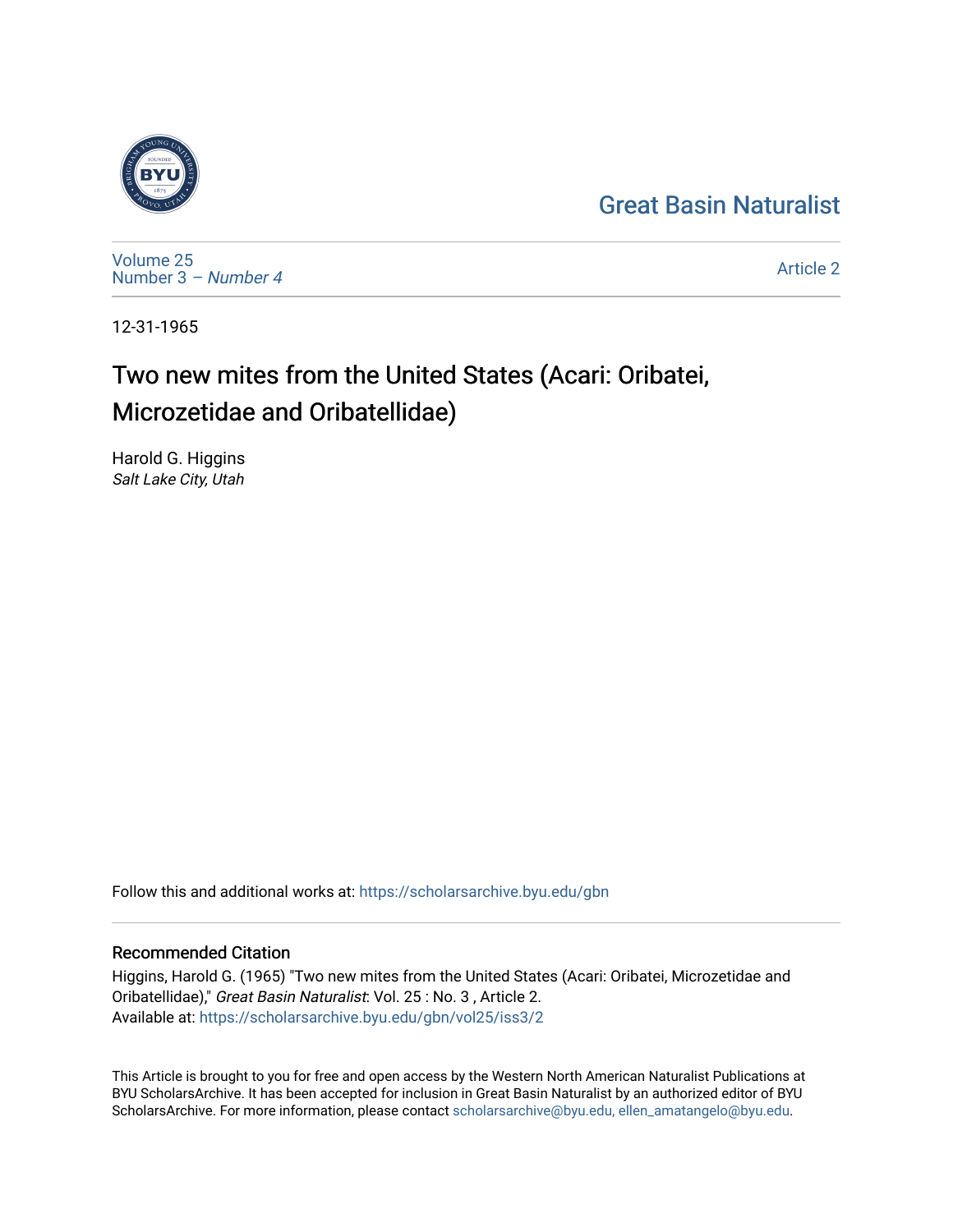Great Basin Naturalist

Volume 25
Number 3 – *Number 4*

Article 2

12-31-1965

# Two new mites from the United States (Acari: Oribatei, Microzetidae and Oribatellidae)

Harold G. Higgins
*Salt Lake City, Utah*

Follow this and additional works at: https://scholarsarchive.byu.edu/gbn

## Recommended Citation

Higgins, Harold G. (1965) "Two new mites from the United States (Acari: Oribatei, Microzetidae and Oribatellidae)," *Great Basin Naturalist*: Vol. 25 : No. 3 , Article 2.
Available at: https://scholarsarchive.byu.edu/gbn/vol25/iss3/2

This Article is brought to you for free and open access by the Western North American Naturalist Publications at BYU ScholarsArchive. It has been accepted for inclusion in Great Basin Naturalist by an authorized editor of BYU ScholarsArchive. For more information, please contact scholarsarchive@byu.edu, ellen_amatangelo@byu.edu.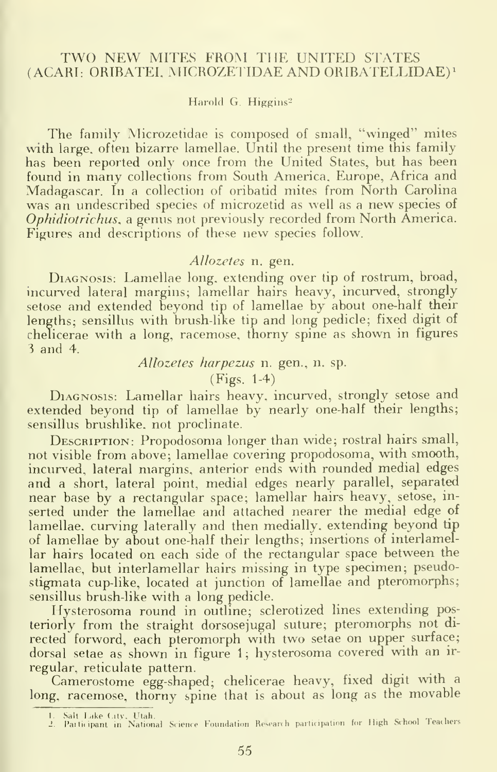# TWO NEW MITES FROM THE UNITED STATES (ACARI: ORIBATEI, MICROZETIDAE AND ORIBATELLIDAE)[1]

Harold G. Higgins[2]

The family Microzetidae is composed of small, "winged" mites with large, often bizarre lamellae. Until the present time this family has been reported only once from the United States, but has been found in many collections from South America, Europe, Africa and Madagascar. In a collection of oribatid mites from North Carolina was an undescribed species of microzetid as well as a new species of *Ophidiotrichus*, a genus not previously recorded from North America. Figures and descriptions of these new species follow.

## *Allozetes* n. gen.

Diagnosis: Lamellae long, extending over tip of rostrum, broad, incurved lateral margins; lamellar hairs heavy, incurved, strongly setose and extended beyond tip of lamellae by about one-half their lengths; sensillus with brush-like tip and long pedicle; fixed digit of chelicerae with a long, racemose, thorny spine as shown in figures 3 and 4.

### *Allozetes harpezus* n. gen., n. sp.

(Figs. 1-4)

Diagnosis: Lamellar hairs heavy, incurved, strongly setose and extended beyond tip of lamellae by nearly one-half their lengths; sensillus brushlike, not proclinate.

Description: Propodosoma longer than wide; rostral hairs small, not visible from above; lamellae covering propodosoma, with smooth, incurved, lateral margins, anterior ends with rounded medial edges and a short, lateral point, medial edges nearly parallel, separated near base by a rectangular space; lamellar hairs heavy, setose, inserted under the lamellae and attached nearer the medial edge of lamellae, curving laterally and then medially, extending beyond tip of lamellae by about one-half their lengths; insertions of interlamellar hairs located on each side of the rectangular space between the lamellae, but interlamellar hairs missing in type specimen; pseudostigmata cup-like, located at junction of lamellae and pteromorphs; sensillus brush-like with a long pedicle.

Hysterosoma round in outline; sclerotized lines extending posteriorly from the straight dorsosejugal suture; pteromorphs not directed forword, each pteromorph with two setae on upper surface; dorsal setae as shown in figure 1; hysterosoma covered with an irregular, reticulate pattern.

Camerostome egg-shaped; chelicerae heavy, fixed digit with a long, racemose, thorny spine that is about as long as the movable

---

1. Salt Lake City, Utah.
2. Participant in National Science Foundation Research participation for High School Teachers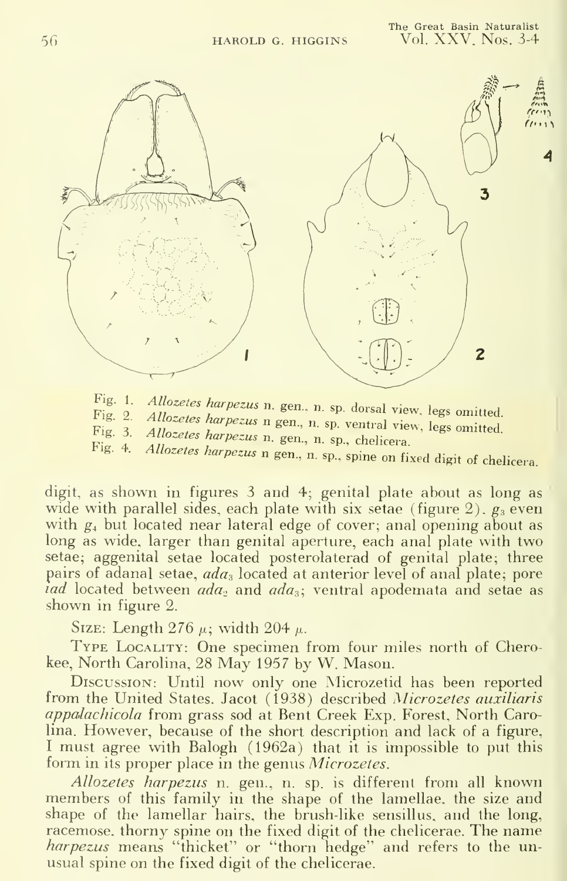Fig. 1. *Allozetes harpezus* n. gen., n. sp. dorsal view, legs omitted.
Fig. 2. *Allozetes harpezus* n gen., n. sp. ventral view, legs omitted.
Fig. 3. *Allozetes harpezus* n. gen., n. sp., chelicera.
Fig. 4. *Allozetes harpezus* n gen., n. sp., spine on fixed digit of chelicera.

digit, as shown in figures 3 and 4; genital plate about as long as wide with parallel sides, each plate with six setae (figure 2). $g_3$ even with $g_4$ but located near lateral edge of cover; anal opening about as long as wide, larger than genital aperture, each anal plate with two setae; aggenital setae located posterolaterad of genital plate; three pairs of adanal setae, $ada_3$ located at anterior level of anal plate; pore *iad* located between $ada_2$ and $ada_3$; ventral apodemata and setae as shown in figure 2.

Size: Length 276 $\mu$; width 204 $\mu$.

Type Locality: One specimen from four miles north of Cherokee, North Carolina, 28 May 1957 by W. Mason.

Discussion: Until now only one Microzetid has been reported from the United States. Jacot (1938) described *Microzetes auxiliaris appalachicola* from grass sod at Bent Creek Exp. Forest, North Carolina. However, because of the short description and lack of a figure, I must agree with Balogh (1962a) that it is impossible to put this form in its proper place in the genus *Microzetes*.

*Allozetes harpezus* n. gen., n. sp. is different from all known members of this family in the shape of the lamellae, the size and shape of the lamellar hairs, the brush-like sensillus, and the long, racemose, thorny spine on the fixed digit of the chelicerae. The name *harpezus* means "thicket" or "thorn hedge" and refers to the unusual spine on the fixed digit of the chelicerae.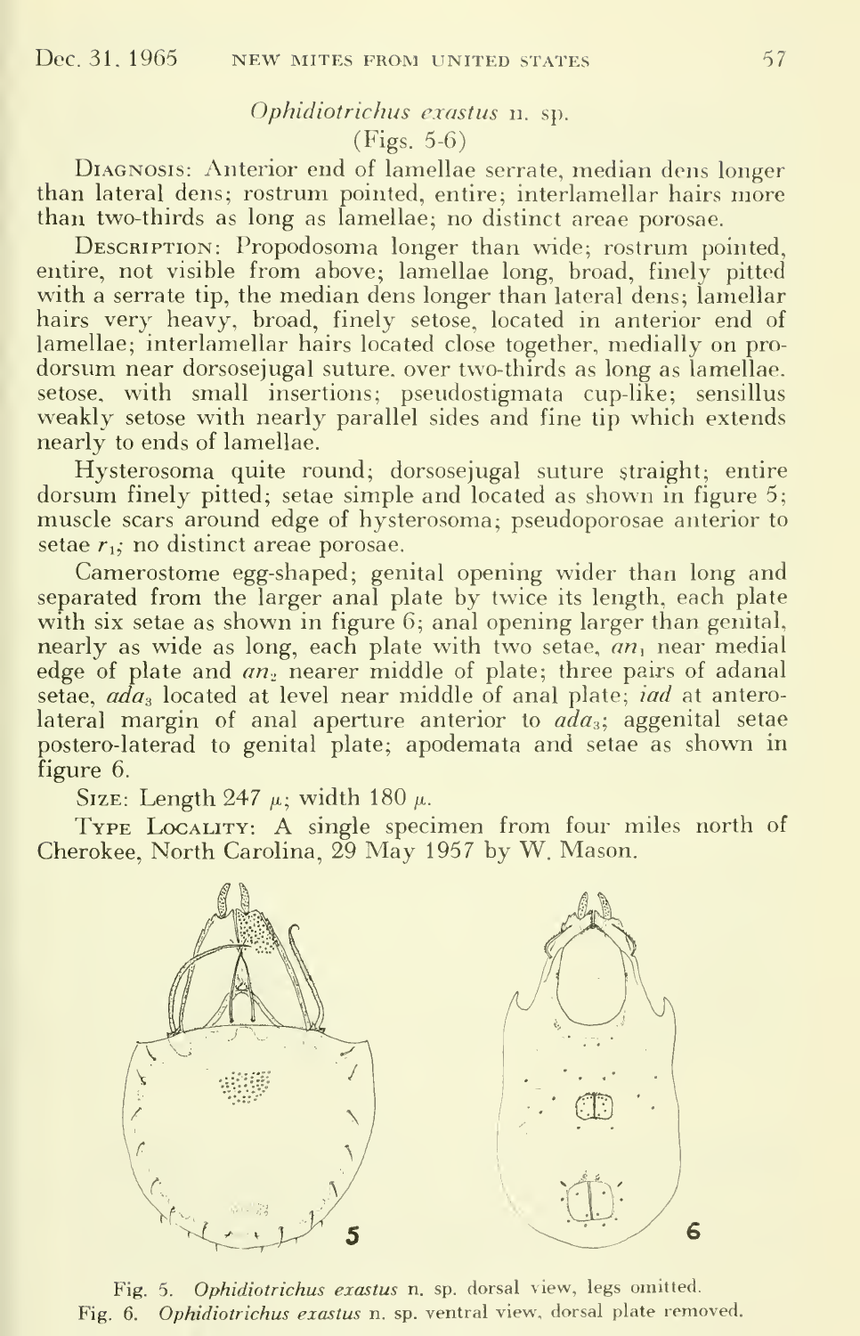### *Ophidiotrichus exastus* n. sp.
(Figs. 5-6)

Diagnosis: Anterior end of lamellae serrate, median dens longer than lateral dens; rostrum pointed, entire; interlamellar hairs more than two-thirds as long as lamellae; no distinct areae porosae.

Description: Propodosoma longer than wide; rostrum pointed, entire, not visible from above; lamellae long, broad, finely pitted with a serrate tip, the median dens longer than lateral dens; lamellar hairs very heavy, broad, finely setose, located in anterior end of lamellae; interlamellar hairs located close together, medially on prodorsum near dorsosejugal suture, over two-thirds as long as lamellae, setose, with small insertions; pseudostigmata cup-like; sensillus weakly setose with nearly parallel sides and fine tip which extends nearly to ends of lamellae.

Hysterosoma quite round; dorsosejugal suture straight; entire dorsum finely pitted; setae simple and located as shown in figure 5; muscle scars around edge of hysterosoma; pseudoporosae anterior to setae $r_1$; no distinct areae porosae.

Camerostome egg-shaped; genital opening wider than long and separated from the larger anal plate by twice its length, each plate with six setae as shown in figure 6; anal opening larger than genital, nearly as wide as long, each plate with two setae, $an_1$ near medial edge of plate and $an_2$ nearer middle of plate; three pairs of adanal setae, $ada_3$ located at level near middle of anal plate; *iad* at antero-lateral margin of anal aperture anterior to $ada_3$; aggenital setae postero-laterad to genital plate; apodemata and setae as shown in figure 6.

Size: Length 247 μ; width 180 μ.

Type Locality: A single specimen from four miles north of Cherokee, North Carolina, 29 May 1957 by W. Mason.

Fig. 5. *Ophidiotrichus exastus* n. sp. dorsal view, legs omitted.
Fig. 6. *Ophidiotrichus exastus* n. sp. ventral view, dorsal plate removed.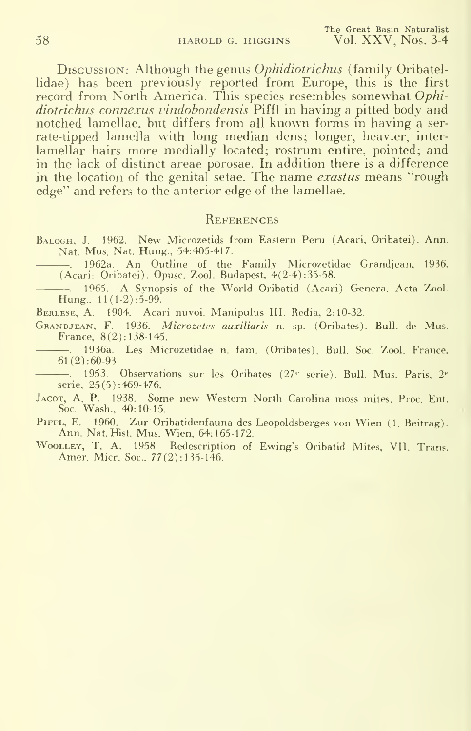DISCUSSION: Although the genus *Ophidiotrichus* (family Oribatellidae) has been previously reported from Europe, this is the first record from North America. This species resembles somewhat *Ophidiotrichus connexus vindobondensis* Piffl in having a pitted body and notched lamellae, but differs from all known forms in having a serrate-tipped lamella with long median dens; longer, heavier, interlamellar hairs more medially located; rostrum entire, pointed; and in the lack of distinct areae porosae. In addition there is a difference in the location of the genital setae. The name *exastus* means "rough edge" and refers to the anterior edge of the lamellae.

## REFERENCES

BALOGH, J. 1962. New Microzetids from Eastern Peru (Acari, Oribatei). Ann. Nat. Mus. Nat. Hung., 54:405-417.

———. 1962a. An Outline of the Family Microzetidae Grandjean, 1936. (Acari: Oribatei). Opusc. Zool. Budapest, 4(2-4):35-58.

———. 1965. A Synopsis of the World Oribatid (Acari) Genera. Acta Zool. Hung., 11(1-2):5-99.

BERLESE, A. 1904. Acari nuvoi. Manipulus III. Redia, 2:10-32.

GRANDJEAN, F. 1936. *Microzetes auxiliaris* n. sp. (Oribates). Bull. de Mus. France, 8(2):138-145.

———. 1936a. Les Microzetidae n. fam. (Oribates). Bull. Soc. Zool. France, 61(2):60-93.

———. 1953. Observations sur les Oribates (27e serie). Bull. Mus. Paris, 2e serie, 25(5):469-476.

JACOT, A. P. 1938. Some new Western North Carolina moss mites. Proc. Ent. Soc. Wash., 40:10-15.

PIFFL, E. 1960. Zur Oribatidenfauna des Leopoldsberges von Wien (1. Beitrag). Ann. Nat. Hist. Mus. Wien, 64:165-172.

WOOLLEY, T. A. 1958. Redescription of Ewing's Oribatid Mites, VII. Trans. Amer. Micr. Soc., 77(2):135-146.